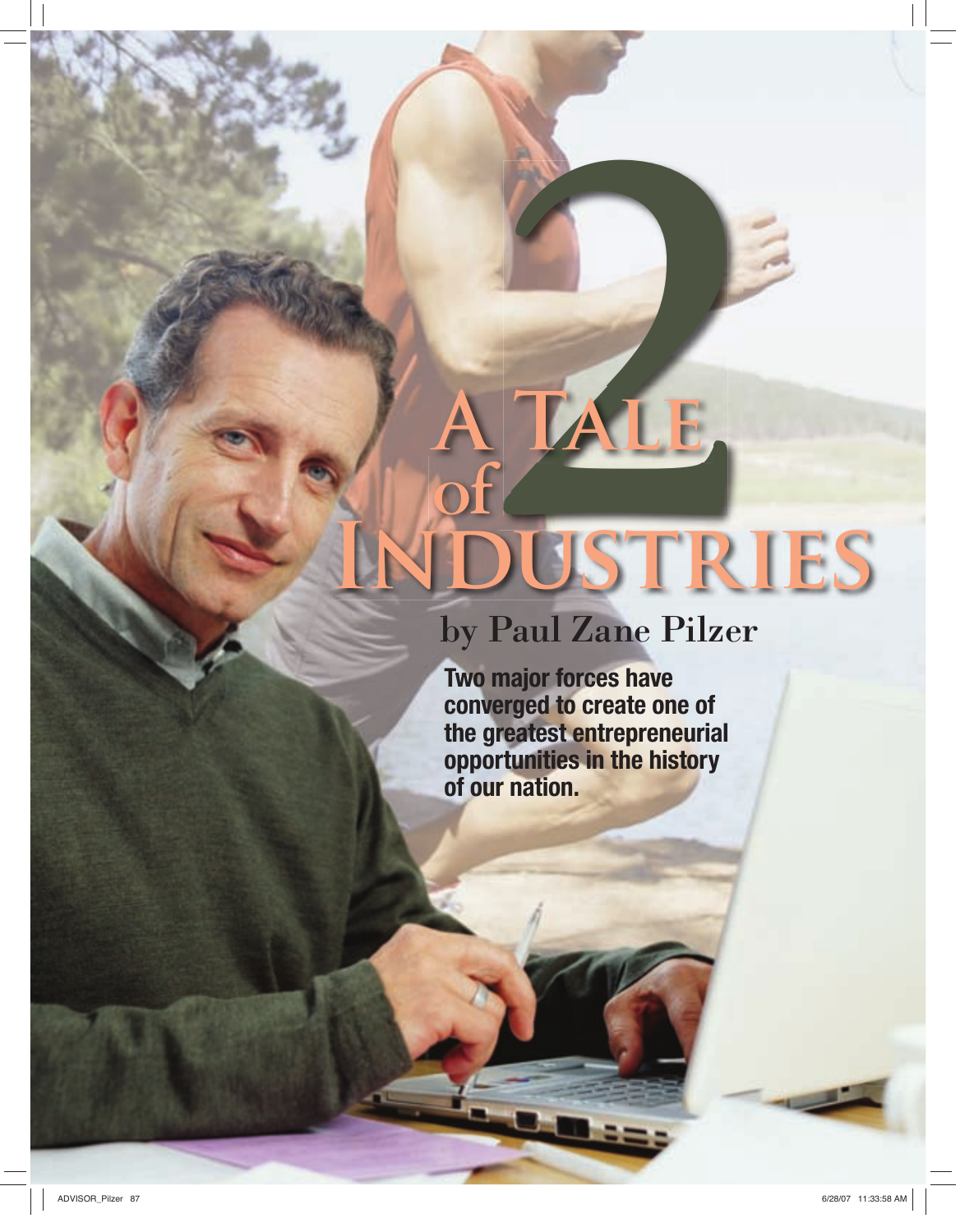# A Tale of 2 Industries

## by Paul Zane Pilzer

**Two major forces have converged to create one of the greatest entrepreneurial opportunities in the history of our nation.**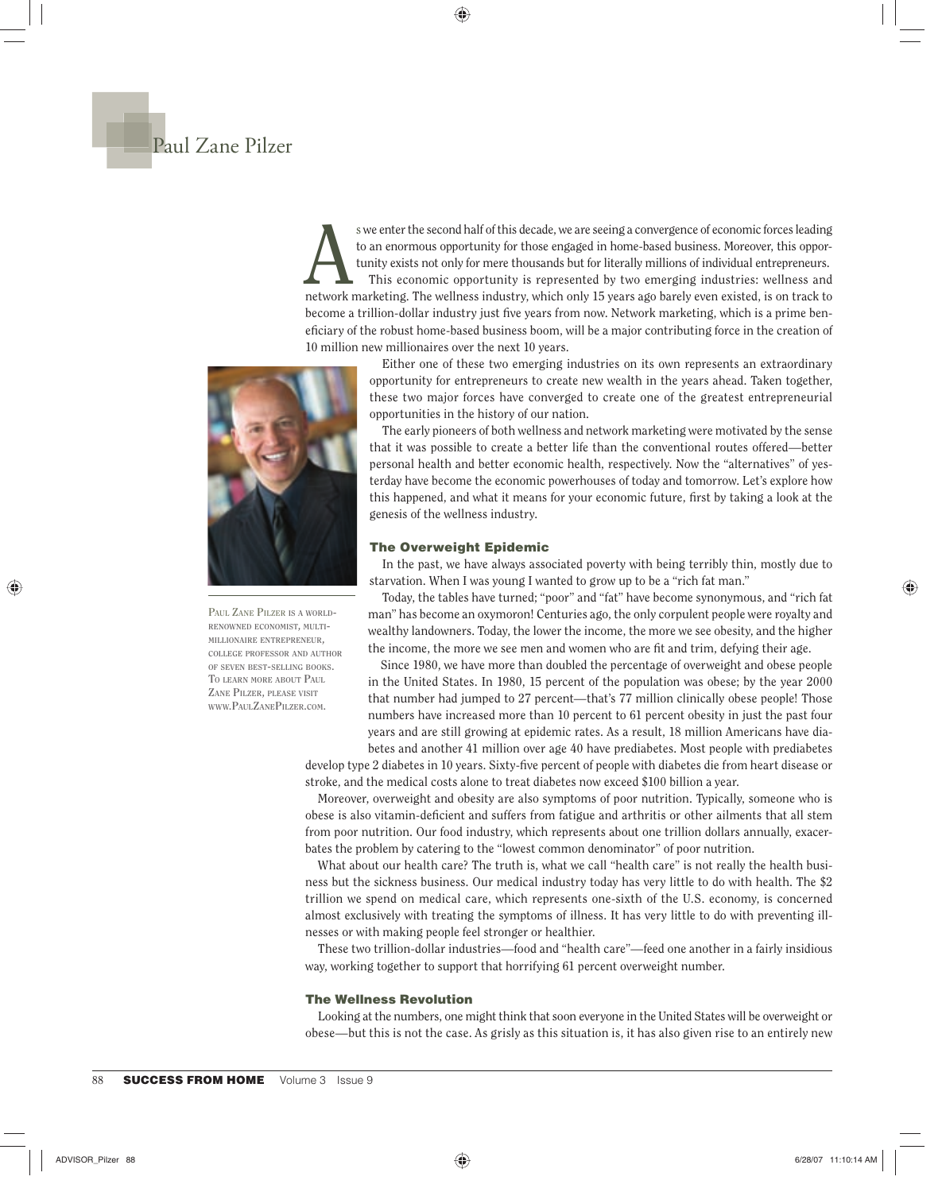# Paul Zane Pilzer

As we enter the second half of this decade, we are seeing a convergence of economic forces leading to an enormous opportunity for those engaged in home-based business. Moreover, this opportunity exists not only for mere thousands but for literally millions of individual entrepreneurs.

This economic opportunity is represented by two emerging industries: wellness and network marketing. The wellness industry, which only 15 years ago barely even existed, is on track to become a trillion-dollar industry just five years from now. Network marketing, which is a prime beneficiary of the robust home-based business boom, will be a major contributing force in the creation of 10 million new millionaires over the next 10 years.

Paul Zane Pilzer is a world-renowned economist, multi-millionaire entrepreneur, college professor and author of seven best-selling books. To learn more about Paul Zane Pilzer, please visit www.PaulZanePilzer.com.

Either one of these two emerging industries on its own represents an extraordinary opportunity for entrepreneurs to create new wealth in the years ahead. Taken together, these two major forces have converged to create one of the greatest entrepreneurial opportunities in the history of our nation.

The early pioneers of both wellness and network marketing were motivated by the sense that it was possible to create a better life than the conventional routes offered—better personal health and better economic health, respectively. Now the "alternatives" of yesterday have become the economic powerhouses of today and tomorrow. Let's explore how this happened, and what it means for your economic future, first by taking a look at the genesis of the wellness industry.

## The Overweight Epidemic

In the past, we have always associated poverty with being terribly thin, mostly due to starvation. When I was young I wanted to grow up to be a "rich fat man."

Today, the tables have turned; "poor" and "fat" have become synonymous, and "rich fat man" has become an oxymoron! Centuries ago, the only corpulent people were royalty and wealthy landowners. Today, the lower the income, the more we see obesity, and the higher the income, the more we see men and women who are fit and trim, defying their age.

Since 1980, we have more than doubled the percentage of overweight and obese people in the United States. In 1980, 15 percent of the population was obese; by the year 2000 that number had jumped to 27 percent—that's 77 million clinically obese people! Those numbers have increased more than 10 percent to 61 percent obesity in just the past four years and are still growing at epidemic rates. As a result, 18 million Americans have diabetes and another 41 million over age 40 have prediabetes. Most people with prediabetes develop type 2 diabetes in 10 years. Sixty-five percent of people with diabetes die from heart disease or stroke, and the medical costs alone to treat diabetes now exceed $100 billion a year.

Moreover, overweight and obesity are also symptoms of poor nutrition. Typically, someone who is obese is also vitamin-deficient and suffers from fatigue and arthritis or other ailments that all stem from poor nutrition. Our food industry, which represents about one trillion dollars annually, exacerbates the problem by catering to the "lowest common denominator" of poor nutrition.

What about our health care? The truth is, what we call "health care" is not really the health business but the sickness business. Our medical industry today has very little to do with health. The $2 trillion we spend on medical care, which represents one-sixth of the U.S. economy, is concerned almost exclusively with treating the symptoms of illness. It has very little to do with preventing illnesses or with making people feel stronger or healthier.

These two trillion-dollar industries—food and "health care"—feed one another in a fairly insidious way, working together to support that horrifying 61 percent overweight number.

## The Wellness Revolution

Looking at the numbers, one might think that soon everyone in the United States will be overweight or obese—but this is not the case. As grisly as this situation is, it has also given rise to an entirely new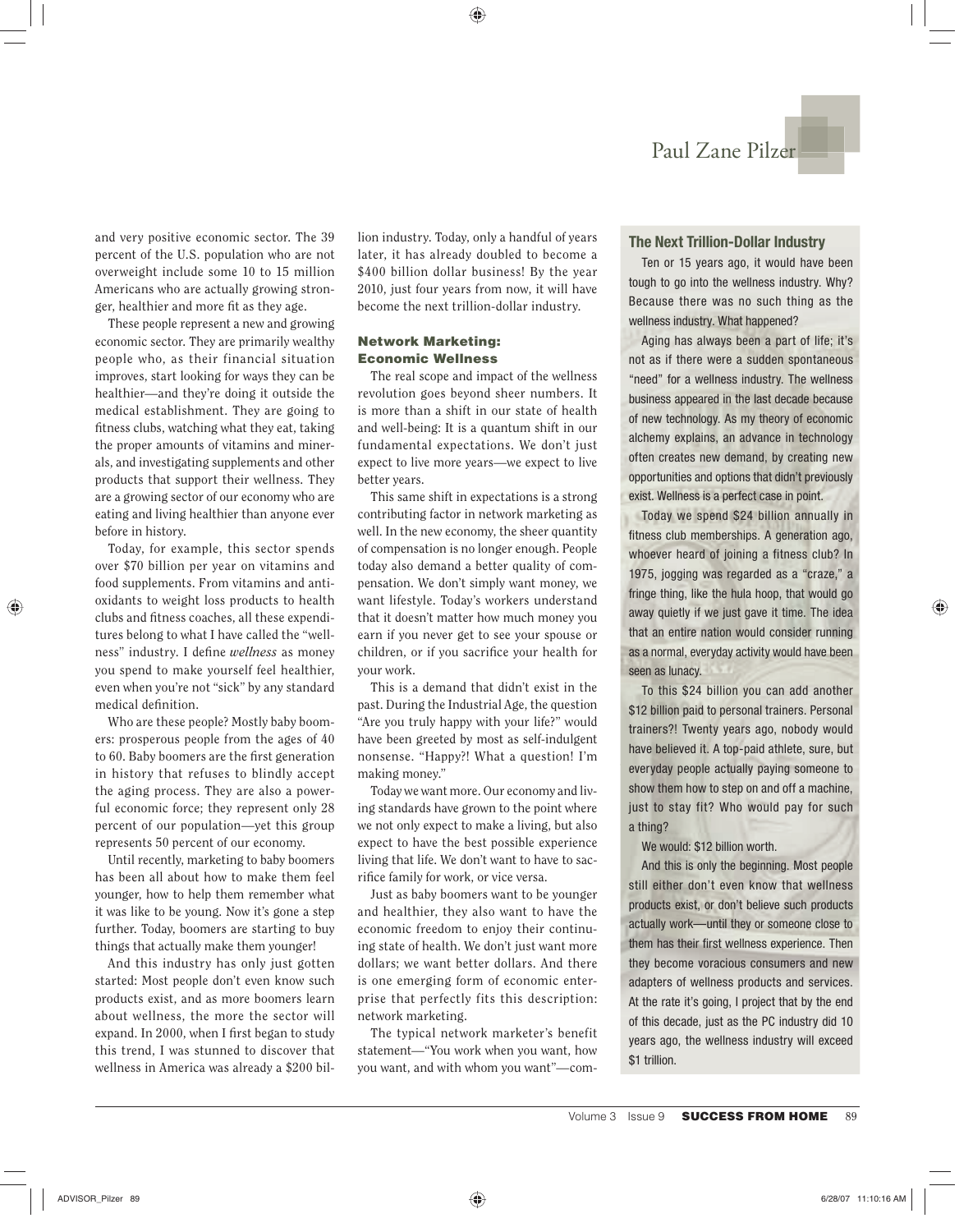and very positive economic sector. The 39 percent of the U.S. population who are not overweight include some 10 to 15 million Americans who are actually growing stronger, healthier and more fit as they age.

These people represent a new and growing economic sector. They are primarily wealthy people who, as their financial situation improves, start looking for ways they can be healthier—and they're doing it outside the medical establishment. They are going to fitness clubs, watching what they eat, taking the proper amounts of vitamins and minerals, and investigating supplements and other products that support their wellness. They are a growing sector of our economy who are eating and living healthier than anyone ever before in history.

Today, for example, this sector spends over $70 billion per year on vitamins and food supplements. From vitamins and antioxidants to weight loss products to health clubs and fitness coaches, all these expenditures belong to what I have called the "wellness" industry. I define *wellness* as money you spend to make yourself feel healthier, even when you're not "sick" by any standard medical definition.

Who are these people? Mostly baby boomers: prosperous people from the ages of 40 to 60. Baby boomers are the first generation in history that refuses to blindly accept the aging process. They are also a powerful economic force; they represent only 28 percent of our population—yet this group represents 50 percent of our economy.

Until recently, marketing to baby boomers has been all about how to make them feel younger, how to help them remember what it was like to be young. Now it's gone a step further. Today, boomers are starting to buy things that actually make them younger!

And this industry has only just gotten started: Most people don't even know such products exist, and as more boomers learn about wellness, the more the sector will expand. In 2000, when I first began to study this trend, I was stunned to discover that wellness in America was already a $200 billion industry. Today, only a handful of years later, it has already doubled to become a $400 billion dollar business! By the year 2010, just four years from now, it will have become the next trillion-dollar industry.

### Network Marketing: Economic Wellness

The real scope and impact of the wellness revolution goes beyond sheer numbers. It is more than a shift in our state of health and well-being: It is a quantum shift in our fundamental expectations. We don't just expect to live more years—we expect to live better years.

This same shift in expectations is a strong contributing factor in network marketing as well. In the new economy, the sheer quantity of compensation is no longer enough. People today also demand a better quality of compensation. We don't simply want money, we want lifestyle. Today's workers understand that it doesn't matter how much money you earn if you never get to see your spouse or children, or if you sacrifice your health for your work.

This is a demand that didn't exist in the past. During the Industrial Age, the question "Are you truly happy with your life?" would have been greeted by most as self-indulgent nonsense. "Happy?! What a question! I'm making money."

Today we want more. Our economy and living standards have grown to the point where we not only expect to make a living, but also expect to have the best possible experience living that life. We don't want to have to sacrifice family for work, or vice versa.

Just as baby boomers want to be younger and healthier, they also want to have the economic freedom to enjoy their continuing state of health. We don't just want more dollars; we want better dollars. And there is one emerging form of economic enterprise that perfectly fits this description: network marketing.

The typical network marketer's benefit statement—"You work when you want, how you want, and with whom you want"—com-

### The Next Trillion-Dollar Industry

Ten or 15 years ago, it would have been tough to go into the wellness industry. Why? Because there was no such thing as the wellness industry. What happened?

Aging has always been a part of life; it's not as if there were a sudden spontaneous "need" for a wellness industry. The wellness business appeared in the last decade because of new technology. As my theory of economic alchemy explains, an advance in technology often creates new demand, by creating new opportunities and options that didn't previously exist. Wellness is a perfect case in point.

Today we spend $24 billion annually in fitness club memberships. A generation ago, whoever heard of joining a fitness club? In 1975, jogging was regarded as a "craze," a fringe thing, like the hula hoop, that would go away quietly if we just gave it time. The idea that an entire nation would consider running as a normal, everyday activity would have been seen as lunacy.

To this $24 billion you can add another $12 billion paid to personal trainers. Personal trainers?! Twenty years ago, nobody would have believed it. A top-paid athlete, sure, but everyday people actually paying someone to show them how to step on and off a machine, just to stay fit? Who would pay for such a thing?

We would: $12 billion worth.

And this is only the beginning. Most people still either don't even know that wellness products exist, or don't believe such products actually work—until they or someone close to them has their first wellness experience. Then they become voracious consumers and new adapters of wellness products and services. At the rate it's going, I project that by the end of this decade, just as the PC industry did 10 years ago, the wellness industry will exceed $1 trillion.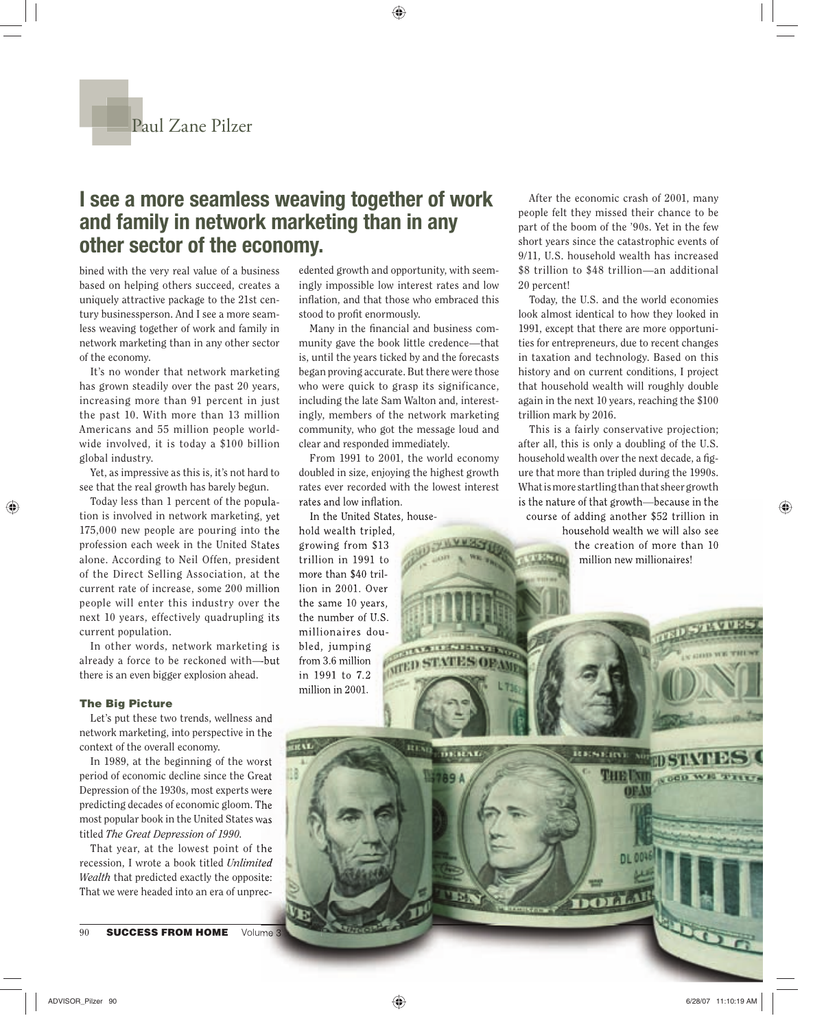Paul Zane Pilzer

## I see a more seamless weaving together of work and family in network marketing than in any other sector of the economy.

bined with the very real value of a business based on helping others succeed, creates a uniquely attractive package to the 21st century businessperson. And I see a more seamless weaving together of work and family in network marketing than in any other sector of the economy.

It's no wonder that network marketing has grown steadily over the past 20 years, increasing more than 91 percent in just the past 10. With more than 13 million Americans and 55 million people worldwide involved, it is today a $100 billion global industry.

Yet, as impressive as this is, it's not hard to see that the real growth has barely begun.

Today less than 1 percent of the population is involved in network marketing, yet 175,000 new people are pouring into the profession each week in the United States alone. According to Neil Offen, president of the Direct Selling Association, at the current rate of increase, some 200 million people will enter this industry over the next 10 years, effectively quadrupling its current population.

In other words, network marketing is already a force to be reckoned with—but there is an even bigger explosion ahead.

### The Big Picture

Let's put these two trends, wellness and network marketing, into perspective in the context of the overall economy.

In 1989, at the beginning of the worst period of economic decline since the Great Depression of the 1930s, most experts were predicting decades of economic gloom. The most popular book in the United States was titled *The Great Depression of 1990*.

That year, at the lowest point of the recession, I wrote a book titled *Unlimited Wealth* that predicted exactly the opposite: That we were headed into an era of unprecedented growth and opportunity, with seemingly impossible low interest rates and low inflation, and that those who embraced this stood to profit enormously.

Many in the financial and business community gave the book little credence—that is, until the years ticked by and the forecasts began proving accurate. But there were those who were quick to grasp its significance, including the late Sam Walton and, interestingly, members of the network marketing community, who got the message loud and clear and responded immediately.

From 1991 to 2001, the world economy doubled in size, enjoying the highest growth rates ever recorded with the lowest interest rates and low inflation.

In the United States, household wealth tripled, growing from $13 trillion in 1991 to more than $40 trillion in 2001. Over the same 10 years, the number of U.S. millionaires doubled, jumping from 3.6 million in 1991 to 7.2 million in 2001.

After the economic crash of 2001, many people felt they missed their chance to be part of the boom of the '90s. Yet in the few short years since the catastrophic events of 9/11, U.S. household wealth has increased $8 trillion to $48 trillion—an additional 20 percent!

Today, the U.S. and the world economies look almost identical to how they looked in 1991, except that there are more opportunities for entrepreneurs, due to recent changes in taxation and technology. Based on this history and on current conditions, I project that household wealth will roughly double again in the next 10 years, reaching the $100 trillion mark by 2016.

This is a fairly conservative projection; after all, this is only a doubling of the U.S. household wealth over the next decade, a figure that more than tripled during the 1990s. What is more startling than that sheer growth is the nature of that growth—because in the course of adding another $52 trillion in household wealth we will also see the creation of more than 10 million new millionaires!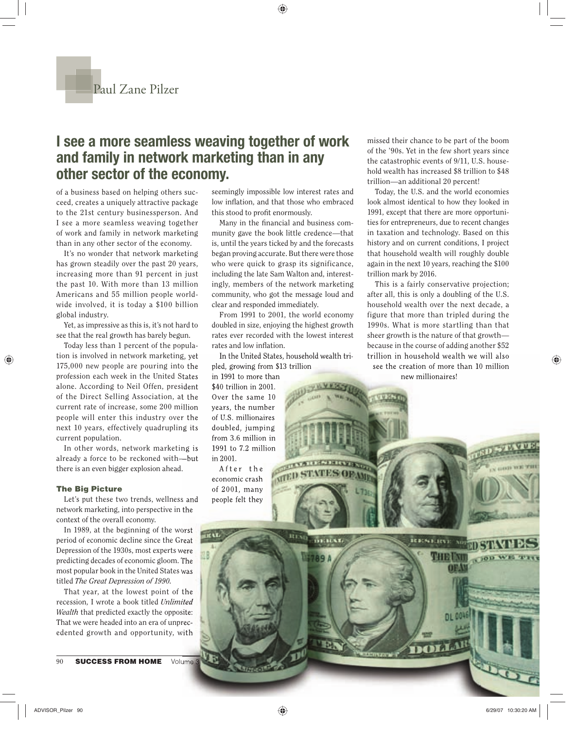Paul Zane Pilzer

## I see a more seamless weaving together of work and family in network marketing than in any other sector of the economy.

of a business based on helping others succeed, creates a uniquely attractive package to the 21st century businessperson. And I see a more seamless weaving together of work and family in network marketing than in any other sector of the economy.

It's no wonder that network marketing has grown steadily over the past 20 years, increasing more than 91 percent in just the past 10. With more than 13 million Americans and 55 million people worldwide involved, it is today a $100 billion global industry.

Yet, as impressive as this is, it's not hard to see that the real growth has barely begun.

Today less than 1 percent of the population is involved in network marketing, yet 175,000 new people are pouring into the profession each week in the United States alone. According to Neil Offen, president of the Direct Selling Association, at the current rate of increase, some 200 million people will enter this industry over the next 10 years, effectively quadrupling its current population.

In other words, network marketing is already a force to be reckoned with—but there is an even bigger explosion ahead.

### The Big Picture

Let's put these two trends, wellness and network marketing, into perspective in the context of the overall economy.

In 1989, at the beginning of the worst period of economic decline since the Great Depression of the 1930s, most experts were predicting decades of economic gloom. The most popular book in the United States was titled *The Great Depression of 1990*.

That year, at the lowest point of the recession, I wrote a book titled *Unlimited Wealth* that predicted exactly the opposite: That we were headed into an era of unprecedented growth and opportunity, with seemingly impossible low interest rates and low inflation, and that those who embraced this stood to profit enormously.

Many in the financial and business community gave the book little credence—that is, until the years ticked by and the forecasts began proving accurate. But there were those who were quick to grasp its significance, including the late Sam Walton and, interestingly, members of the network marketing community, who got the message loud and clear and responded immediately.

From 1991 to 2001, the world economy doubled in size, enjoying the highest growth rates ever recorded with the lowest interest rates and low inflation.

In the United States, household wealth tripled, growing from $13 trillion in 1991 to more than $40 trillion in 2001. Over the same 10 years, the number of U.S. millionaires doubled, jumping from 3.6 million in 1991 to 7.2 million in 2001.

After the economic crash of 2001, many people felt they missed their chance to be part of the boom of the '90s. Yet in the few short years since the catastrophic events of 9/11, U.S. household wealth has increased $8 trillion to $48 trillion—an additional 20 percent!

Today, the U.S. and the world economies look almost identical to how they looked in 1991, except that there are more opportunities for entrepreneurs, due to recent changes in taxation and technology. Based on this history and on current conditions, I project that household wealth will roughly double again in the next 10 years, reaching the $100 trillion mark by 2016.

This is a fairly conservative projection; after all, this is only a doubling of the U.S. household wealth over the next decade, a figure that more than tripled during the 1990s. What is more startling than that sheer growth is the nature of that growth—because in the course of adding another $52 trillion in household wealth we will also see the creation of more than 10 million new millionaires!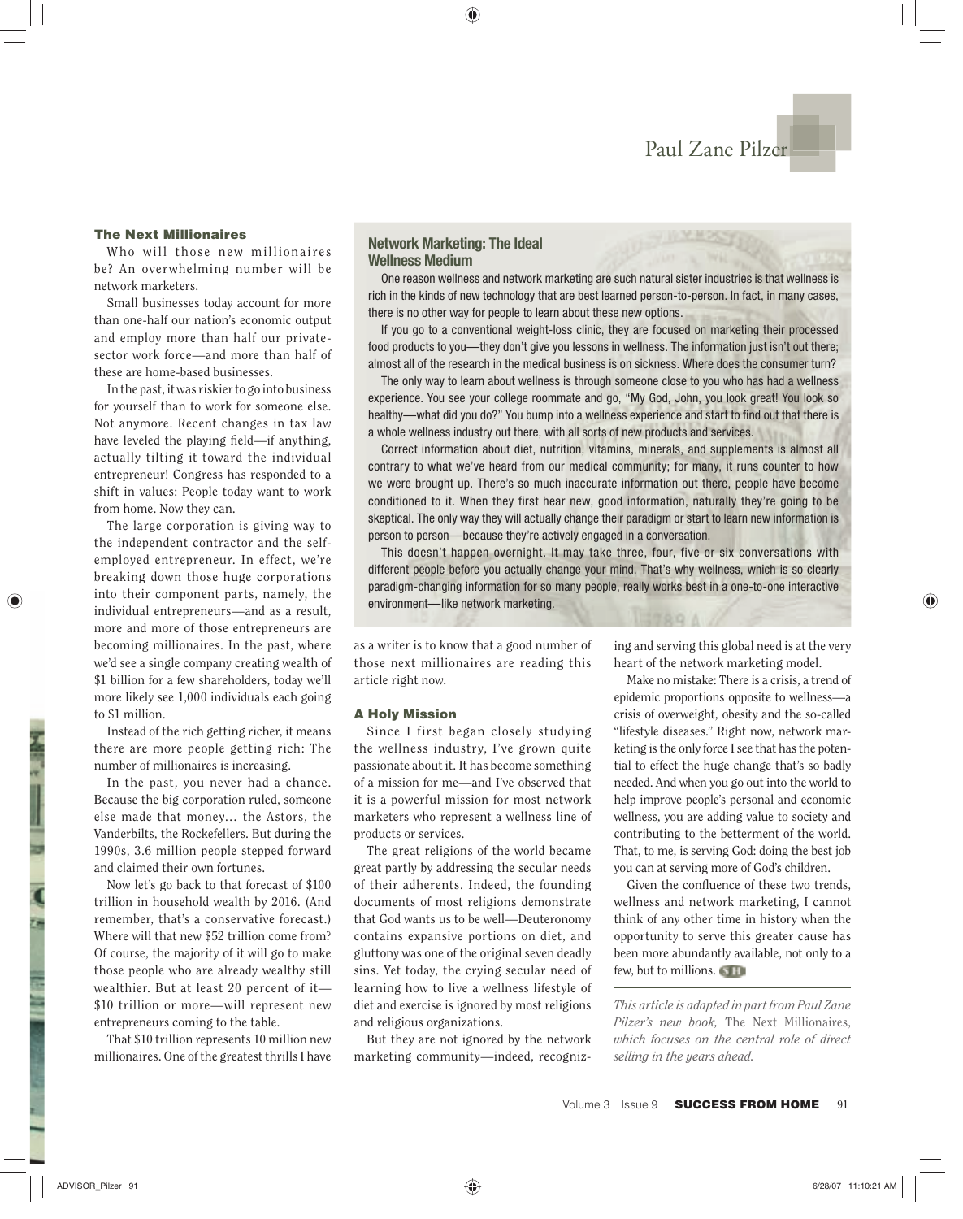## The Next Millionaires

Who will those new millionaires be? An overwhelming number will be network marketers.

Small businesses today account for more than one-half our nation's economic output and employ more than half our private-sector work force—and more than half of these are home-based businesses.

In the past, it was riskier to go into business for yourself than to work for someone else. Not anymore. Recent changes in tax law have leveled the playing field—if anything, actually tilting it toward the individual entrepreneur! Congress has responded to a shift in values: People today want to work from home. Now they can.

The large corporation is giving way to the independent contractor and the self-employed entrepreneur. In effect, we're breaking down those huge corporations into their component parts, namely, the individual entrepreneurs—and as a result, more and more of those entrepreneurs are becoming millionaires. In the past, where we'd see a single company creating wealth of $1 billion for a few shareholders, today we'll more likely see 1,000 individuals each going to $1 million.

Instead of the rich getting richer, it means there are more people getting rich: The number of millionaires is increasing.

In the past, you never had a chance. Because the big corporation ruled, someone else made that money... the Astors, the Vanderbilts, the Rockefellers. But during the 1990s, 3.6 million people stepped forward and claimed their own fortunes.

Now let's go back to that forecast of $100 trillion in household wealth by 2016. (And remember, that's a conservative forecast.) Where will that new $52 trillion come from? Of course, the majority of it will go to make those people who are already wealthy still wealthier. But at least 20 percent of it—$10 trillion or more—will represent new entrepreneurs coming to the table.

That $10 trillion represents 10 million new millionaires. One of the greatest thrills I have as a writer is to know that a good number of those next millionaires are reading this article right now.

### Network Marketing: The Ideal Wellness Medium

One reason wellness and network marketing are such natural sister industries is that wellness is rich in the kinds of new technology that are best learned person-to-person. In fact, in many cases, there is no other way for people to learn about these new options.

If you go to a conventional weight-loss clinic, they are focused on marketing their processed food products to you—they don't give you lessons in wellness. The information just isn't out there; almost all of the research in the medical business is on sickness. Where does the consumer turn?

The only way to learn about wellness is through someone close to you who has had a wellness experience. You see your college roommate and go, "My God, John, you look great! You look so healthy—what did you do?" You bump into a wellness experience and start to find out that there is a whole wellness industry out there, with all sorts of new products and services.

Correct information about diet, nutrition, vitamins, minerals, and supplements is almost all contrary to what we've heard from our medical community; for many, it runs counter to how we were brought up. There's so much inaccurate information out there, people have become conditioned to it. When they first hear new, good information, naturally they're going to be skeptical. The only way they will actually change their paradigm or start to learn new information is person to person—because they're actively engaged in a conversation.

This doesn't happen overnight. It may take three, four, five or six conversations with different people before you actually change your mind. That's why wellness, which is so clearly paradigm-changing information for so many people, really works best in a one-to-one interactive environment—like network marketing.

## A Holy Mission

Since I first began closely studying the wellness industry, I've grown quite passionate about it. It has become something of a mission for me—and I've observed that it is a powerful mission for most network marketers who represent a wellness line of products or services.

The great religions of the world became great partly by addressing the secular needs of their adherents. Indeed, the founding documents of most religions demonstrate that God wants us to be well—Deuteronomy contains expansive portions on diet, and gluttony was one of the original seven deadly sins. Yet today, the crying secular need of learning how to live a wellness lifestyle of diet and exercise is ignored by most religions and religious organizations.

But they are not ignored by the network marketing community—indeed, recognizing and serving this global need is at the very heart of the network marketing model.

Make no mistake: There is a crisis, a trend of epidemic proportions opposite to wellness—a crisis of overweight, obesity and the so-called "lifestyle diseases." Right now, network marketing is the only force I see that has the potential to effect the huge change that's so badly needed. And when you go out into the world to help improve people's personal and economic wellness, you are adding value to society and contributing to the betterment of the world. That, to me, is serving God: doing the best job you can at serving more of God's children.

Given the confluence of these two trends, wellness and network marketing, I cannot think of any other time in history when the opportunity to serve this greater cause has been more abundantly available, not only to a few, but to millions.

*This article is adapted in part from Paul Zane Pilzer's new book,* The Next Millionaires, *which focuses on the central role of direct selling in the years ahead.*